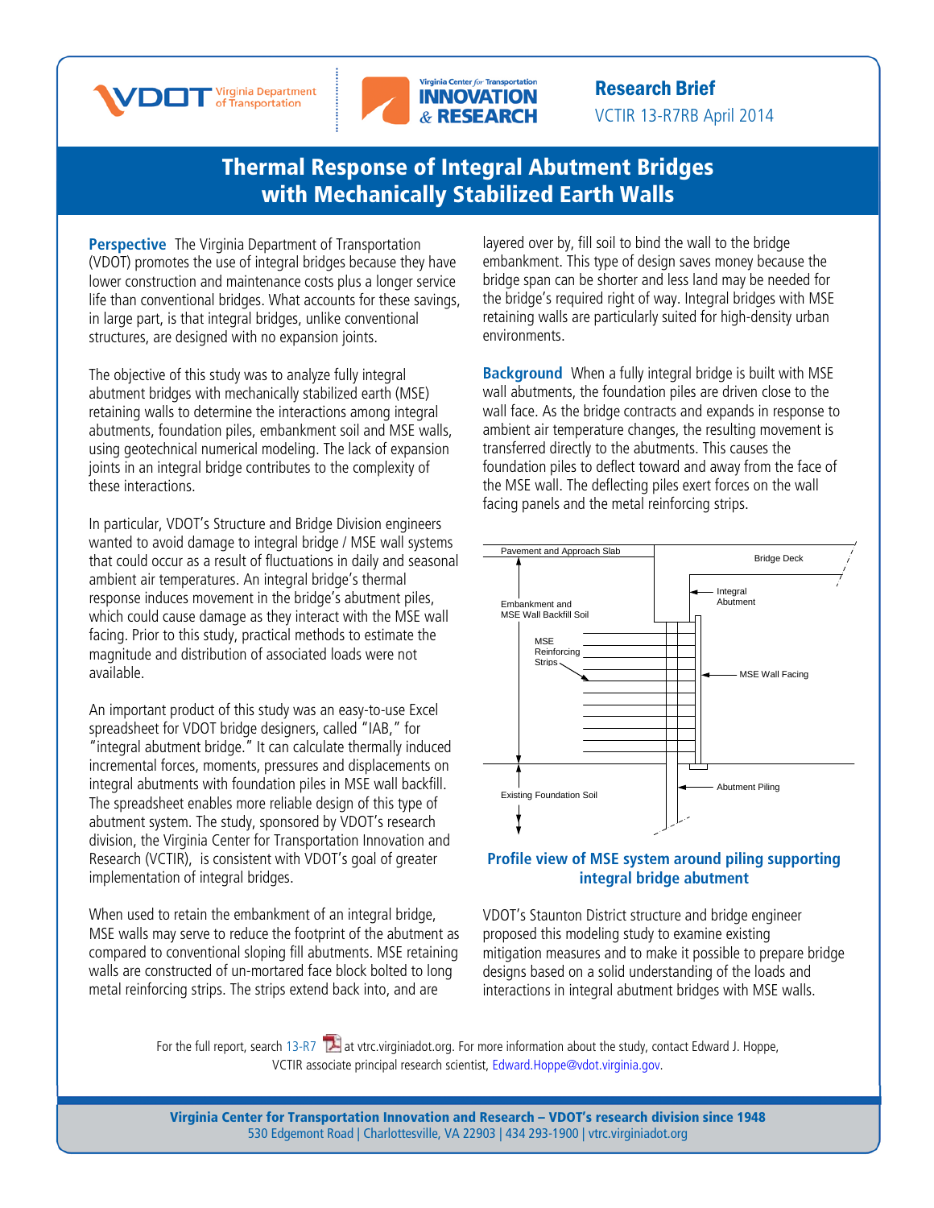Research Brief

VCTIR 13-R7RB April 2014

# Thermal Response of Integral Abutment Bridges with Mechanically Stabilized Earth Walls

**Perspective** The Virginia Department of Transportation (VDOT) promotes the use of integral bridges because they have lower construction and maintenance costs plus a longer service life than conventional bridges. What accounts for these savings, in large part, is that integral bridges, unlike conventional structures, are designed with no expansion joints.

The objective of this study was to analyze fully integral abutment bridges with mechanically stabilized earth (MSE) retaining walls to determine the interactions among integral abutments, foundation piles, embankment soil and MSE walls, using geotechnical numerical modeling. The lack of expansion joints in an integral bridge contributes to the complexity of these interactions.

In particular, VDOT's Structure and Bridge Division engineers wanted to avoid damage to integral bridge / MSE wall systems that could occur as a result of fluctuations in daily and seasonal ambient air temperatures. An integral bridge's thermal response induces movement in the bridge's abutment piles, which could cause damage as they interact with the MSE wall facing. Prior to this study, practical methods to estimate the magnitude and distribution of associated loads were not available.

An important product of this study was an easy-to-use Excel spreadsheet for VDOT bridge designers, called "IAB," for "integral abutment bridge." It can calculate thermally induced incremental forces, moments, pressures and displacements on integral abutments with foundation piles in MSE wall backfill. The spreadsheet enables more reliable design of this type of abutment system. The study, sponsored by VDOT's research division, the Virginia Center for Transportation Innovation and Research (VCTIR), is consistent with VDOT's goal of greater implementation of integral bridges.

When used to retain the embankment of an integral bridge, MSE walls may serve to reduce the footprint of the abutment as compared to conventional sloping fill abutments. MSE retaining walls are constructed of un-mortared face block bolted to long metal reinforcing strips. The strips extend back into, and are layered over by, fill soil to bind the wall to the bridge embankment. This type of design saves money because the bridge span can be shorter and less land may be needed for the bridge's required right of way. Integral bridges with MSE retaining walls are particularly suited for high-density urban environments.

**Background** When a fully integral bridge is built with MSE wall abutments, the foundation piles are driven close to the wall face. As the bridge contracts and expands in response to ambient air temperature changes, the resulting movement is transferred directly to the abutments. This causes the foundation piles to deflect toward and away from the face of the MSE wall. The deflecting piles exert forces on the wall facing panels and the metal reinforcing strips.

Pavement and Approach Slab

Bridge Deck

Integral Abutment

Embankment and MSE Wall Backfill Soil

MSE Reinforcing Strips

MSE Wall Facing

Abutment Piling

Existing Foundation Soil

**Profile view of MSE system around piling supporting integral bridge abutment**

VDOT's Staunton District structure and bridge engineer proposed this modeling study to examine existing mitigation measures and to make it possible to prepare bridge designs based on a solid understanding of the loads and interactions in integral abutment bridges with MSE walls.

For the full report, search 13-R7 at vtrc.virginiadot.org. For more information about the study, contact Edward J. Hoppe, VCTIR associate principal research scientist, Edward.Hoppe@vdot.virginia.gov.

**Virginia Center for Transportation Innovation and Research – VDOT's research division since 1948**
530 Edgemont Road | Charlottesville, VA 22903 | 434 293-1900 | vtrc.virginiadot.org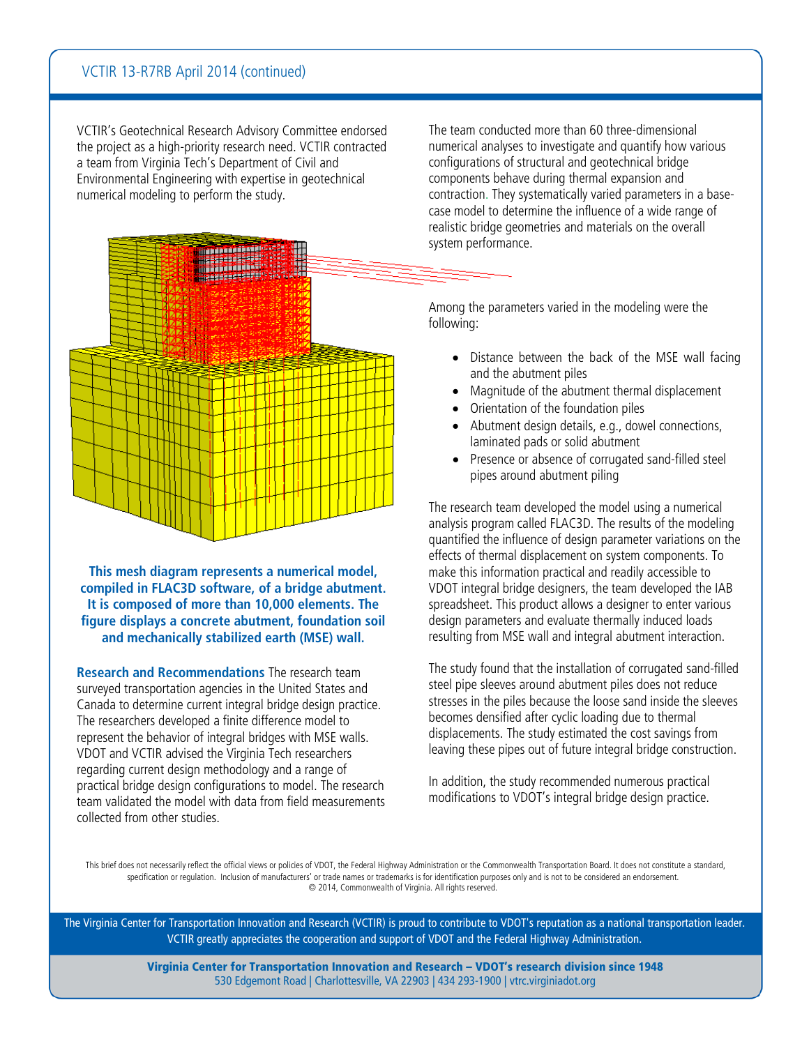VCTIR's Geotechnical Research Advisory Committee endorsed the project as a high-priority research need. VCTIR contracted a team from Virginia Tech's Department of Civil and Environmental Engineering with expertise in geotechnical numerical modeling to perform the study.

**This mesh diagram represents a numerical model, compiled in FLAC3D software, of a bridge abutment. It is composed of more than 10,000 elements. The figure displays a concrete abutment, foundation soil and mechanically stabilized earth (MSE) wall.**

**Research and Recommendations** The research team surveyed transportation agencies in the United States and Canada to determine current integral bridge design practice. The researchers developed a finite difference model to represent the behavior of integral bridges with MSE walls. VDOT and VCTIR advised the Virginia Tech researchers regarding current design methodology and a range of practical bridge design configurations to model. The research team validated the model with data from field measurements collected from other studies.

The team conducted more than 60 three-dimensional numerical analyses to investigate and quantify how various configurations of structural and geotechnical bridge components behave during thermal expansion and contraction. They systematically varied parameters in a base-case model to determine the influence of a wide range of realistic bridge geometries and materials on the overall system performance.

Among the parameters varied in the modeling were the following:

- Distance between the back of the MSE wall facing and the abutment piles
- Magnitude of the abutment thermal displacement
- Orientation of the foundation piles
- Abutment design details, e.g., dowel connections, laminated pads or solid abutment
- Presence or absence of corrugated sand-filled steel pipes around abutment piling

The research team developed the model using a numerical analysis program called FLAC3D. The results of the modeling quantified the influence of design parameter variations on the effects of thermal displacement on system components. To make this information practical and readily accessible to VDOT integral bridge designers, the team developed the IAB spreadsheet. This product allows a designer to enter various design parameters and evaluate thermally induced loads resulting from MSE wall and integral abutment interaction.

The study found that the installation of corrugated sand-filled steel pipe sleeves around abutment piles does not reduce stresses in the piles because the loose sand inside the sleeves becomes densified after cyclic loading due to thermal displacements. The study estimated the cost savings from leaving these pipes out of future integral bridge construction.

In addition, the study recommended numerous practical modifications to VDOT's integral bridge design practice.

This brief does not necessarily reflect the official views or policies of VDOT, the Federal Highway Administration or the Commonwealth Transportation Board. It does not constitute a standard, specification or regulation. Inclusion of manufacturers' or trade names or trademarks is for identification purposes only and is not to be considered an endorsement.
© 2014, Commonwealth of Virginia. All rights reserved.

The Virginia Center for Transportation Innovation and Research (VCTIR) is proud to contribute to VDOT's reputation as a national transportation leader. VCTIR greatly appreciates the cooperation and support of VDOT and the Federal Highway Administration.

**Virginia Center for Transportation Innovation and Research – VDOT's research division since 1948**
530 Edgemont Road | Charlottesville, VA 22903 | 434 293-1900 | vtrc.virginiadot.org